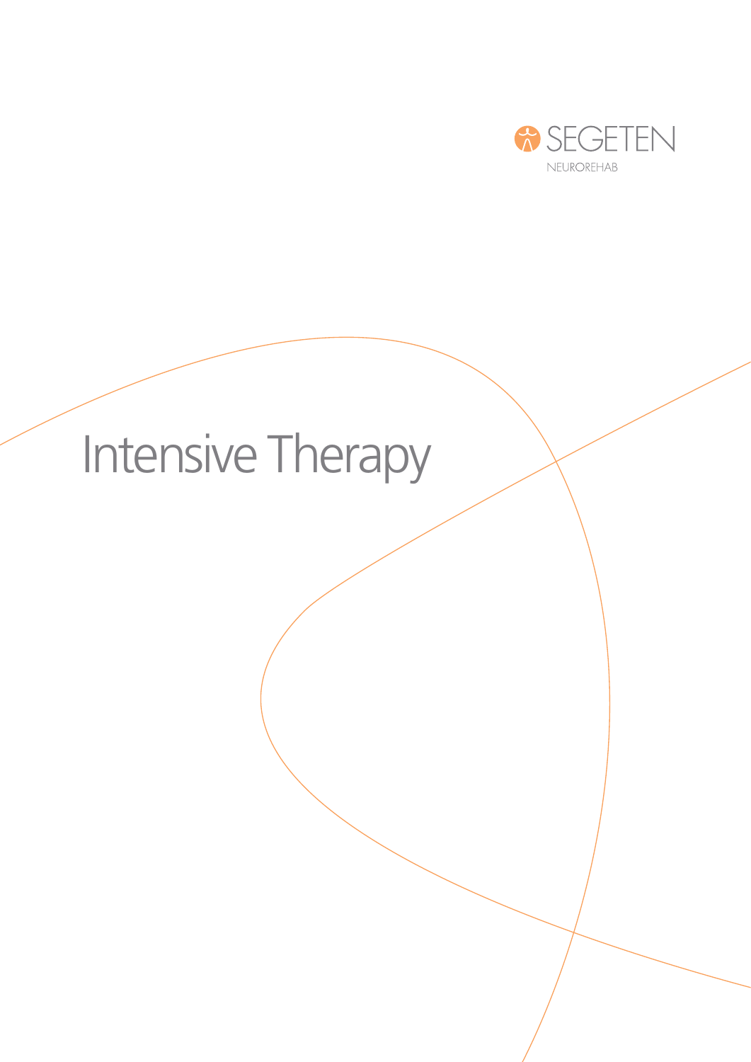SEGETEN

NEURorehab

# Intensive Therapy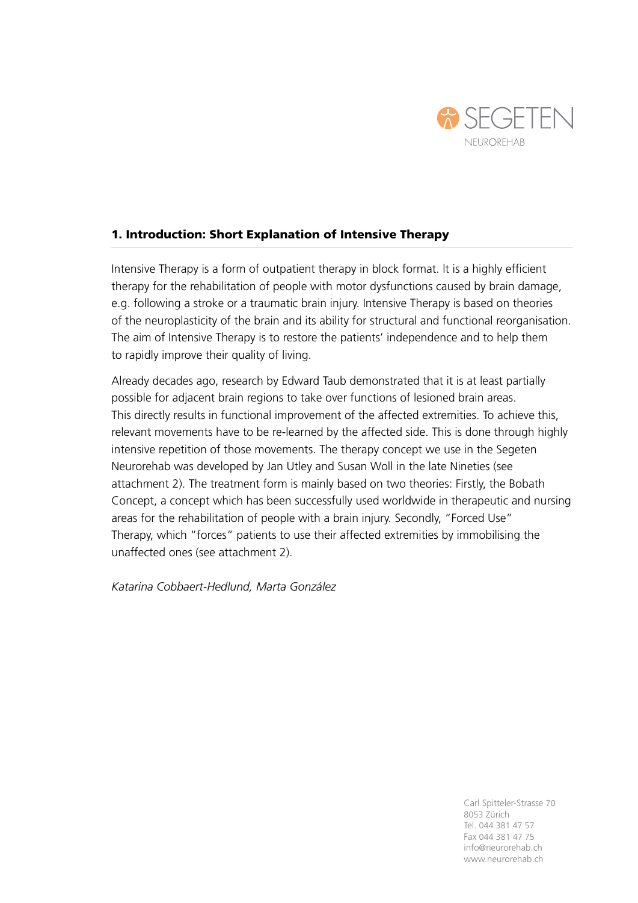## 1. Introduction: Short Explanation of Intensive Therapy

Intensive Therapy is a form of outpatient therapy in block format. It is a highly efficient therapy for the rehabilitation of people with motor dysfunctions caused by brain damage, e.g. following a stroke or a traumatic brain injury. Intensive Therapy is based on theories of the neuroplasticity of the brain and its ability for structural and functional reorganisation. The aim of Intensive Therapy is to restore the patients' independence and to help them to rapidly improve their quality of living.

Already decades ago, research by Edward Taub demonstrated that it is at least partially possible for adjacent brain regions to take over functions of lesioned brain areas. This directly results in functional improvement of the affected extremities. To achieve this, relevant movements have to be re-learned by the affected side. This is done through highly intensive repetition of those movements. The therapy concept we use in the Segeten Neurorehab was developed by Jan Utley and Susan Woll in the late Nineties (see attachment 2). The treatment form is mainly based on two theories: Firstly, the Bobath Concept, a concept which has been successfully used worldwide in therapeutic and nursing areas for the rehabilitation of people with a brain injury. Secondly, "Forced Use" Therapy, which "forces" patients to use their affected extremities by immobilising the unaffected ones (see attachment 2).

*Katarina Cobbaert-Hedlund, Marta González*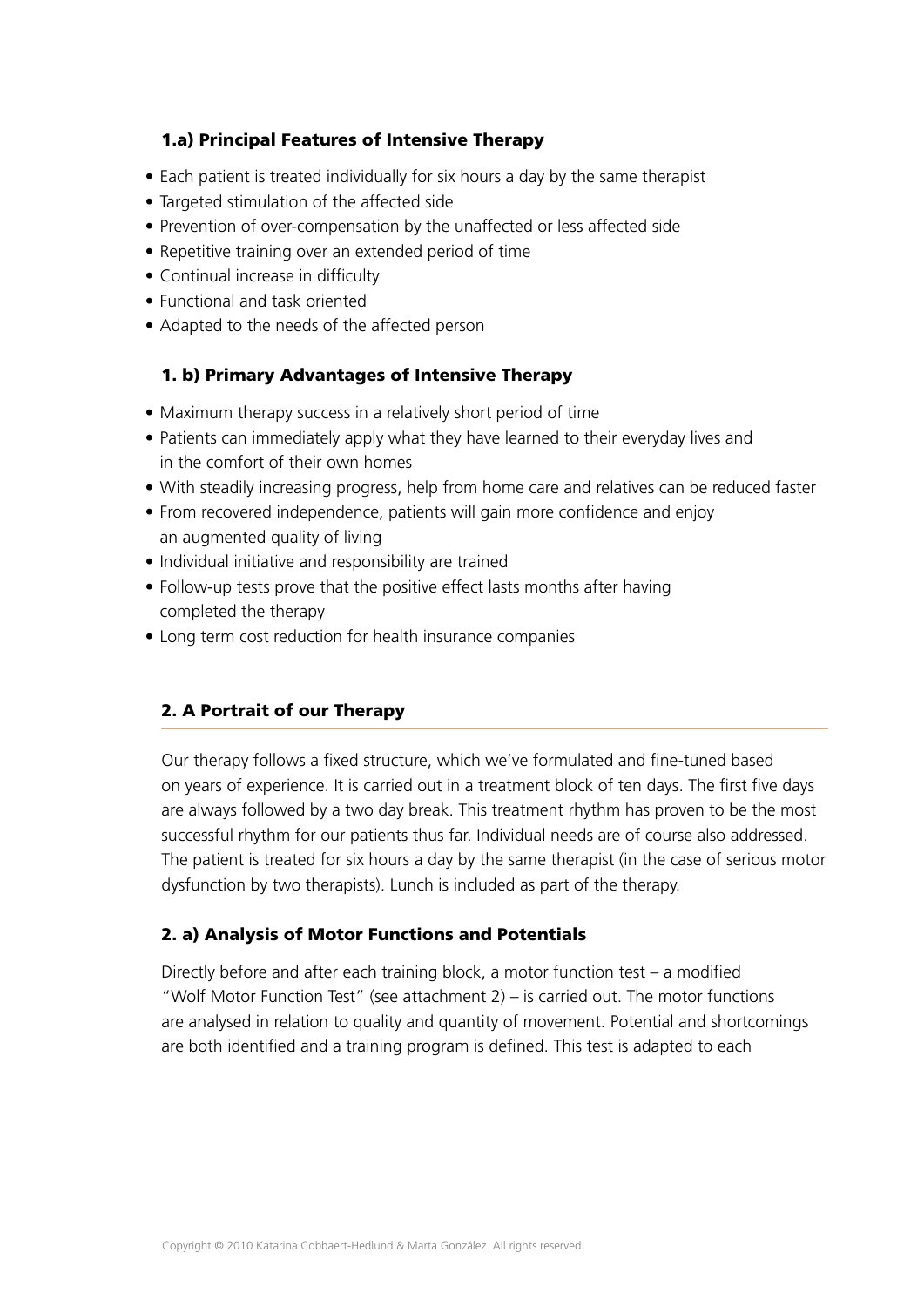### 1.a) Principal Features of Intensive Therapy

- Each patient is treated individually for six hours a day by the same therapist
- Targeted stimulation of the affected side
- Prevention of over-compensation by the unaffected or less affected side
- Repetitive training over an extended period of time
- Continual increase in difficulty
- Functional and task oriented
- Adapted to the needs of the affected person

### 1. b) Primary Advantages of Intensive Therapy

- Maximum therapy success in a relatively short period of time
- Patients can immediately apply what they have learned to their everyday lives and in the comfort of their own homes
- With steadily increasing progress, help from home care and relatives can be reduced faster
- From recovered independence, patients will gain more confidence and enjoy an augmented quality of living
- Individual initiative and responsibility are trained
- Follow-up tests prove that the positive effect lasts months after having completed the therapy
- Long term cost reduction for health insurance companies

## 2. A Portrait of our Therapy

Our therapy follows a fixed structure, which we've formulated and fine-tuned based on years of experience. It is carried out in a treatment block of ten days. The first five days are always followed by a two day break. This treatment rhythm has proven to be the most successful rhythm for our patients thus far. Individual needs are of course also addressed. The patient is treated for six hours a day by the same therapist (in the case of serious motor dysfunction by two therapists). Lunch is included as part of the therapy.

### 2. a) Analysis of Motor Functions and Potentials

Directly before and after each training block, a motor function test – a modified "Wolf Motor Function Test" (see attachment 2) – is carried out. The motor functions are analysed in relation to quality and quantity of movement. Potential and shortcomings are both identified and a training program is defined. This test is adapted to each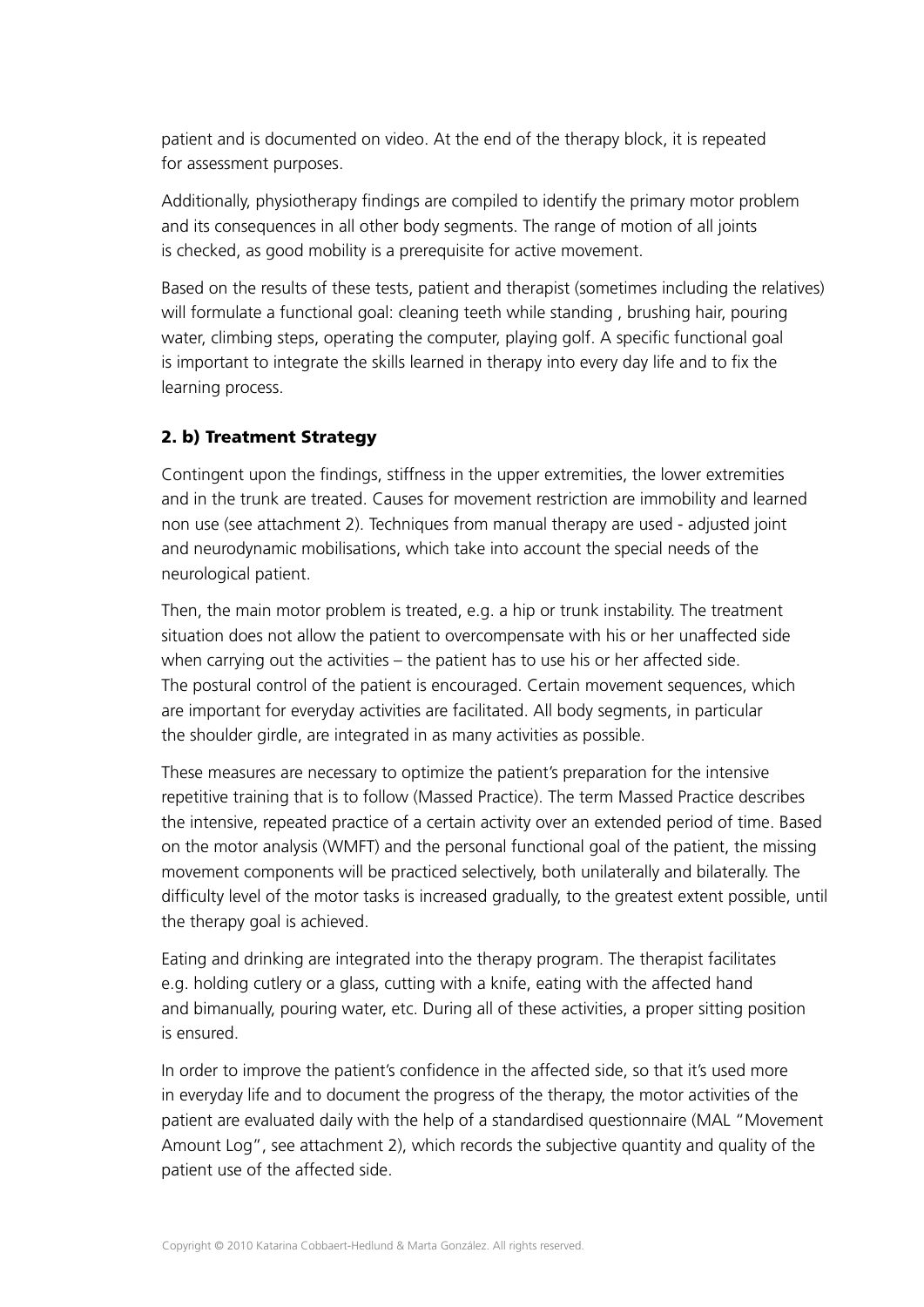patient and is documented on video. At the end of the therapy block, it is repeated for assessment purposes.

Additionally, physiotherapy findings are compiled to identify the primary motor problem and its consequences in all other body segments. The range of motion of all joints is checked, as good mobility is a prerequisite for active movement.

Based on the results of these tests, patient and therapist (sometimes including the relatives) will formulate a functional goal: cleaning teeth while standing , brushing hair, pouring water, climbing steps, operating the computer, playing golf. A specific functional goal is important to integrate the skills learned in therapy into every day life and to fix the learning process.

### 2. b) Treatment Strategy

Contingent upon the findings, stiffness in the upper extremities, the lower extremities and in the trunk are treated. Causes for movement restriction are immobility and learned non use (see attachment 2). Techniques from manual therapy are used - adjusted joint and neurodynamic mobilisations, which take into account the special needs of the neurological patient.

Then, the main motor problem is treated, e.g. a hip or trunk instability. The treatment situation does not allow the patient to overcompensate with his or her unaffected side when carrying out the activities – the patient has to use his or her affected side. The postural control of the patient is encouraged. Certain movement sequences, which are important for everyday activities are facilitated. All body segments, in particular the shoulder girdle, are integrated in as many activities as possible.

These measures are necessary to optimize the patient's preparation for the intensive repetitive training that is to follow (Massed Practice). The term Massed Practice describes the intensive, repeated practice of a certain activity over an extended period of time. Based on the motor analysis (WMFT) and the personal functional goal of the patient, the missing movement components will be practiced selectively, both unilaterally and bilaterally. The difficulty level of the motor tasks is increased gradually, to the greatest extent possible, until the therapy goal is achieved.

Eating and drinking are integrated into the therapy program. The therapist facilitates e.g. holding cutlery or a glass, cutting with a knife, eating with the affected hand and bimanually, pouring water, etc. During all of these activities, a proper sitting position is ensured.

In order to improve the patient's confidence in the affected side, so that it's used more in everyday life and to document the progress of the therapy, the motor activities of the patient are evaluated daily with the help of a standardised questionnaire (MAL "Movement Amount Log", see attachment 2), which records the subjective quantity and quality of the patient use of the affected side.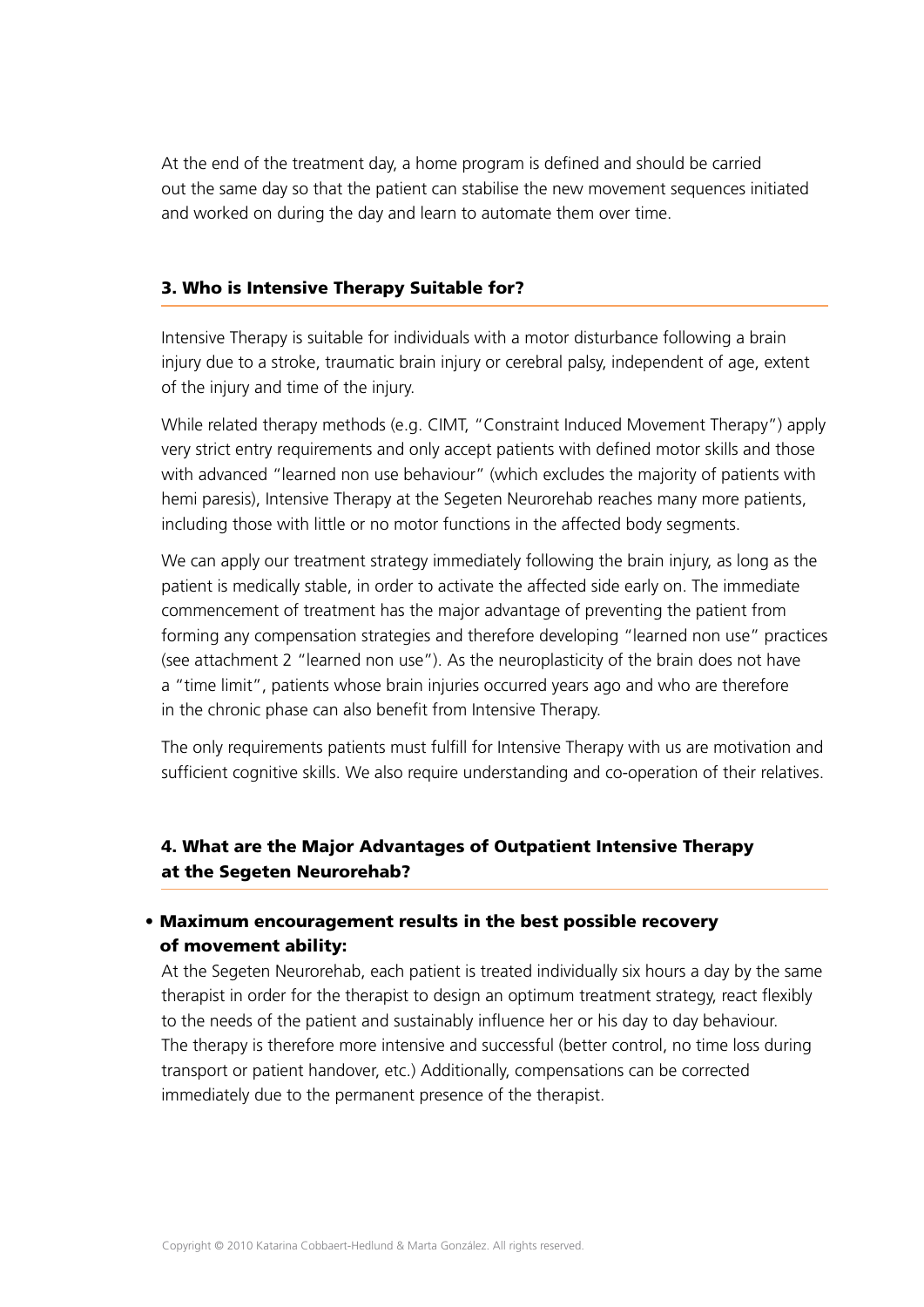At the end of the treatment day, a home program is defined and should be carried out the same day so that the patient can stabilise the new movement sequences initiated and worked on during the day and learn to automate them over time.

## 3. Who is Intensive Therapy Suitable for?

Intensive Therapy is suitable for individuals with a motor disturbance following a brain injury due to a stroke, traumatic brain injury or cerebral palsy, independent of age, extent of the injury and time of the injury.

While related therapy methods (e.g. CIMT, "Constraint Induced Movement Therapy") apply very strict entry requirements and only accept patients with defined motor skills and those with advanced "learned non use behaviour" (which excludes the majority of patients with hemi paresis), Intensive Therapy at the Segeten Neurorehab reaches many more patients, including those with little or no motor functions in the affected body segments.

We can apply our treatment strategy immediately following the brain injury, as long as the patient is medically stable, in order to activate the affected side early on. The immediate commencement of treatment has the major advantage of preventing the patient from forming any compensation strategies and therefore developing "learned non use" practices (see attachment 2 "learned non use"). As the neuroplasticity of the brain does not have a "time limit", patients whose brain injuries occurred years ago and who are therefore in the chronic phase can also benefit from Intensive Therapy.

The only requirements patients must fulfill for Intensive Therapy with us are motivation and sufficient cognitive skills. We also require understanding and co-operation of their relatives.

## 4. What are the Major Advantages of Outpatient Intensive Therapy at the Segeten Neurorehab?

- **Maximum encouragement results in the best possible recovery of movement ability:**

  At the Segeten Neurorehab, each patient is treated individually six hours a day by the same therapist in order for the therapist to design an optimum treatment strategy, react flexibly to the needs of the patient and sustainably influence her or his day to day behaviour. The therapy is therefore more intensive and successful (better control, no time loss during transport or patient handover, etc.) Additionally, compensations can be corrected immediately due to the permanent presence of the therapist.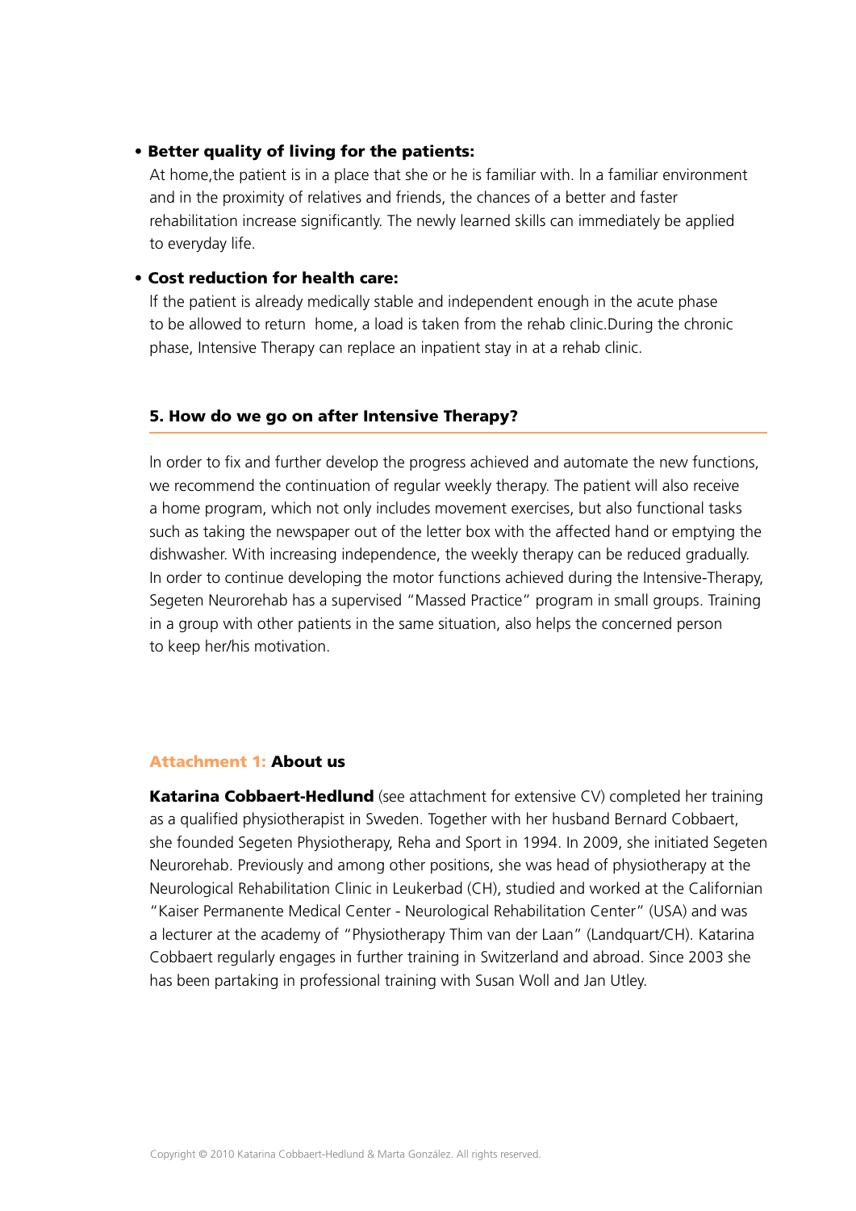- **Better quality of living for the patients:**
  At home,the patient is in a place that she or he is familiar with. In a familiar environment and in the proximity of relatives and friends, the chances of a better and faster rehabilitation increase significantly. The newly learned skills can immediately be applied to everyday life.

- **Cost reduction for health care:**
  If the patient is already medically stable and independent enough in the acute phase to be allowed to return home, a load is taken from the rehab clinic.During the chronic phase, Intensive Therapy can replace an inpatient stay in at a rehab clinic.

## 5. How do we go on after Intensive Therapy?

In order to fix and further develop the progress achieved and automate the new functions, we recommend the continuation of regular weekly therapy. The patient will also receive a home program, which not only includes movement exercises, but also functional tasks such as taking the newspaper out of the letter box with the affected hand or emptying the dishwasher. With increasing independence, the weekly therapy can be reduced gradually. In order to continue developing the motor functions achieved during the Intensive-Therapy, Segeten Neurorehab has a supervised "Massed Practice" program in small groups. Training in a group with other patients in the same situation, also helps the concerned person to keep her/his motivation.

## Attachment 1: About us

**Katarina Cobbaert-Hedlund** (see attachment for extensive CV) completed her training as a qualified physiotherapist in Sweden. Together with her husband Bernard Cobbaert, she founded Segeten Physiotherapy, Reha and Sport in 1994. In 2009, she initiated Segeten Neurorehab. Previously and among other positions, she was head of physiotherapy at the Neurological Rehabilitation Clinic in Leukerbad (CH), studied and worked at the Californian "Kaiser Permanente Medical Center - Neurological Rehabilitation Center" (USA) and was a lecturer at the academy of "Physiotherapy Thim van der Laan" (Landquart/CH). Katarina Cobbaert regularly engages in further training in Switzerland and abroad. Since 2003 she has been partaking in professional training with Susan Woll and Jan Utley.

Copyright © 2010 Katarina Cobbaert-Hedlund & Marta González. All rights reserved.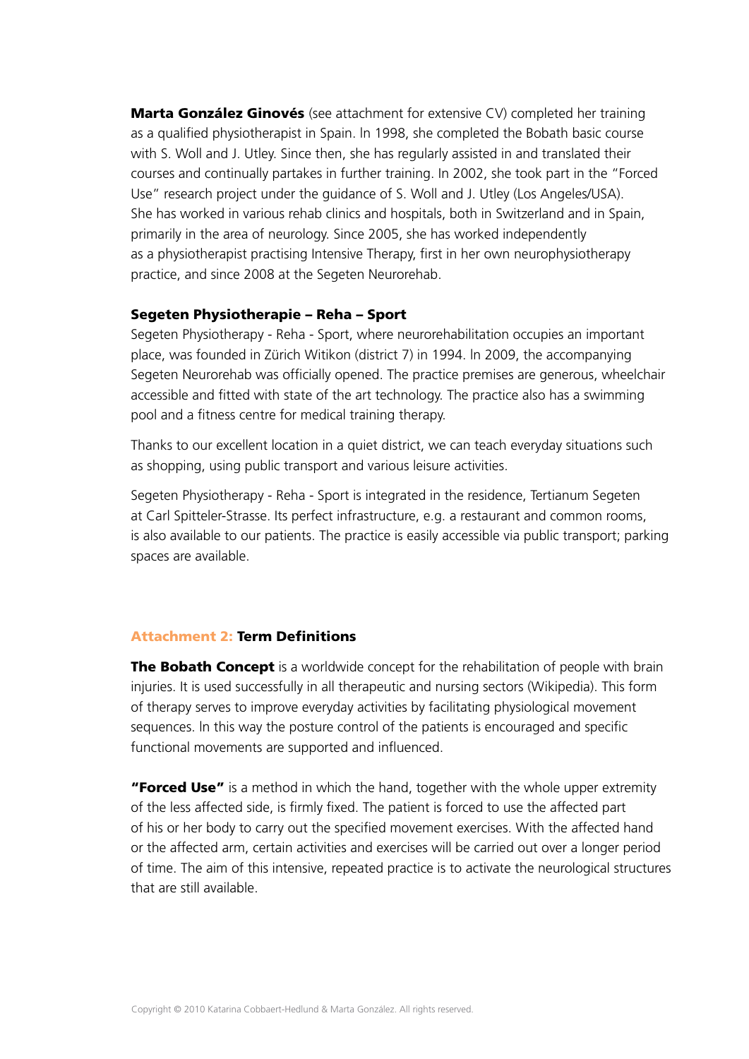**Marta González Ginovés** (see attachment for extensive CV) completed her training as a qualified physiotherapist in Spain. In 1998, she completed the Bobath basic course with S. Woll and J. Utley. Since then, she has regularly assisted in and translated their courses and continually partakes in further training. In 2002, she took part in the "Forced Use" research project under the guidance of S. Woll and J. Utley (Los Angeles/USA). She has worked in various rehab clinics and hospitals, both in Switzerland and in Spain, primarily in the area of neurology. Since 2005, she has worked independently as a physiotherapist practising Intensive Therapy, first in her own neurophysiotherapy practice, and since 2008 at the Segeten Neurorehab.

**Segeten Physiotherapie – Reha – Sport**

Segeten Physiotherapy - Reha - Sport, where neurorehabilitation occupies an important place, was founded in Zürich Witikon (district 7) in 1994. In 2009, the accompanying Segeten Neurorehab was officially opened. The practice premises are generous, wheelchair accessible and fitted with state of the art technology. The practice also has a swimming pool and a fitness centre for medical training therapy.

Thanks to our excellent location in a quiet district, we can teach everyday situations such as shopping, using public transport and various leisure activities.

Segeten Physiotherapy - Reha - Sport is integrated in the residence, Tertianum Segeten at Carl Spitteler-Strasse. Its perfect infrastructure, e.g. a restaurant and common rooms, is also available to our patients. The practice is easily accessible via public transport; parking spaces are available.

## Attachment 2: Term Definitions

**The Bobath Concept** is a worldwide concept for the rehabilitation of people with brain injuries. It is used successfully in all therapeutic and nursing sectors (Wikipedia). This form of therapy serves to improve everyday activities by facilitating physiological movement sequences. In this way the posture control of the patients is encouraged and specific functional movements are supported and influenced.

**"Forced Use"** is a method in which the hand, together with the whole upper extremity of the less affected side, is firmly fixed. The patient is forced to use the affected part of his or her body to carry out the specified movement exercises. With the affected hand or the affected arm, certain activities and exercises will be carried out over a longer period of time. The aim of this intensive, repeated practice is to activate the neurological structures that are still available.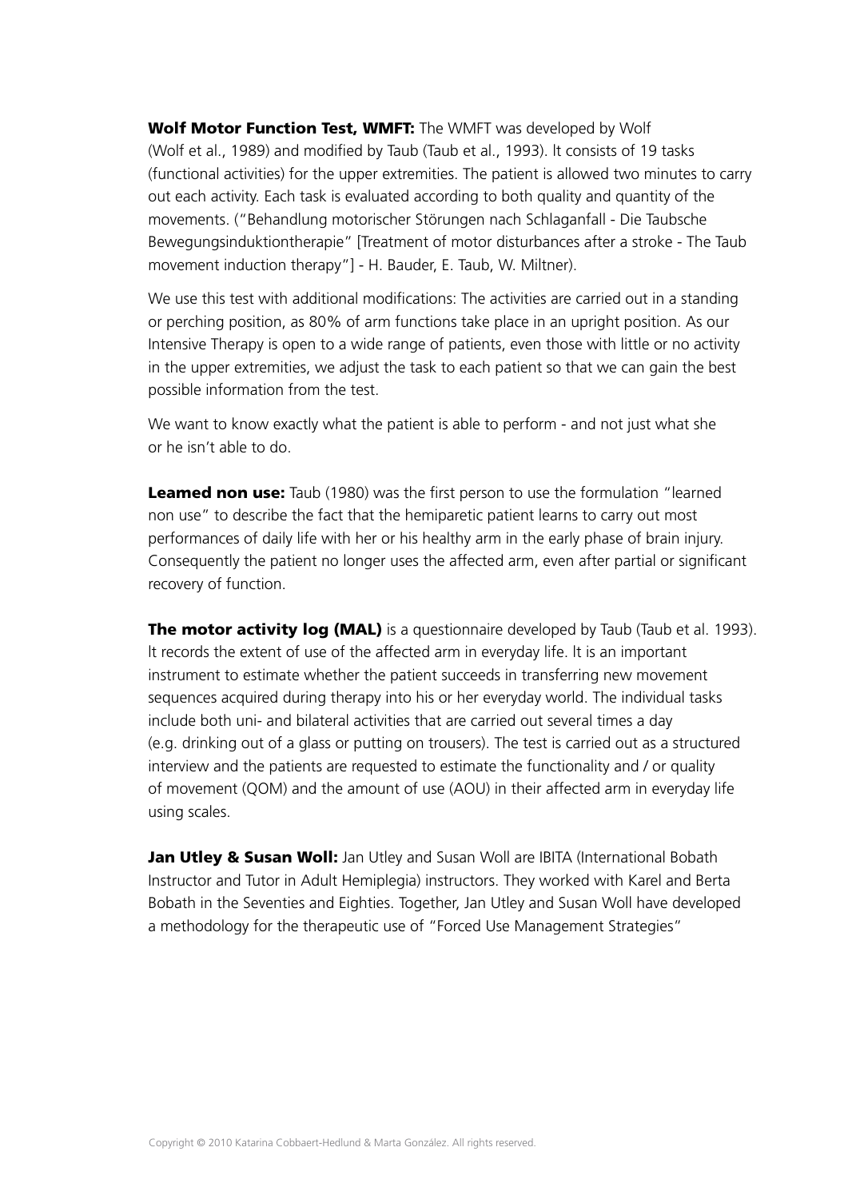**Wolf Motor Function Test, WMFT:** The WMFT was developed by Wolf (Wolf et al., 1989) and modified by Taub (Taub et al., 1993). It consists of 19 tasks (functional activities) for the upper extremities. The patient is allowed two minutes to carry out each activity. Each task is evaluated according to both quality and quantity of the movements. ("Behandlung motorischer Störungen nach Schlaganfall - Die Taubsche Bewegungsinduktiontherapie" [Treatment of motor disturbances after a stroke - The Taub movement induction therapy"] - H. Bauder, E. Taub, W. Miltner).

We use this test with additional modifications: The activities are carried out in a standing or perching position, as 80% of arm functions take place in an upright position. As our Intensive Therapy is open to a wide range of patients, even those with little or no activity in the upper extremities, we adjust the task to each patient so that we can gain the best possible information from the test.

We want to know exactly what the patient is able to perform - and not just what she or he isn't able to do.

**Leamed non use:** Taub (1980) was the first person to use the formulation "learned non use" to describe the fact that the hemiparetic patient learns to carry out most performances of daily life with her or his healthy arm in the early phase of brain injury. Consequently the patient no longer uses the affected arm, even after partial or significant recovery of function.

**The motor activity log (MAL)** is a questionnaire developed by Taub (Taub et al. 1993). It records the extent of use of the affected arm in everyday life. It is an important instrument to estimate whether the patient succeeds in transferring new movement sequences acquired during therapy into his or her everyday world. The individual tasks include both uni- and bilateral activities that are carried out several times a day (e.g. drinking out of a glass or putting on trousers). The test is carried out as a structured interview and the patients are requested to estimate the functionality and / or quality of movement (QOM) and the amount of use (AOU) in their affected arm in everyday life using scales.

**Jan Utley & Susan Woll:** Jan Utley and Susan Woll are IBITA (International Bobath Instructor and Tutor in Adult Hemiplegia) instructors. They worked with Karel and Berta Bobath in the Seventies and Eighties. Together, Jan Utley and Susan Woll have developed a methodology for the therapeutic use of "Forced Use Management Strategies"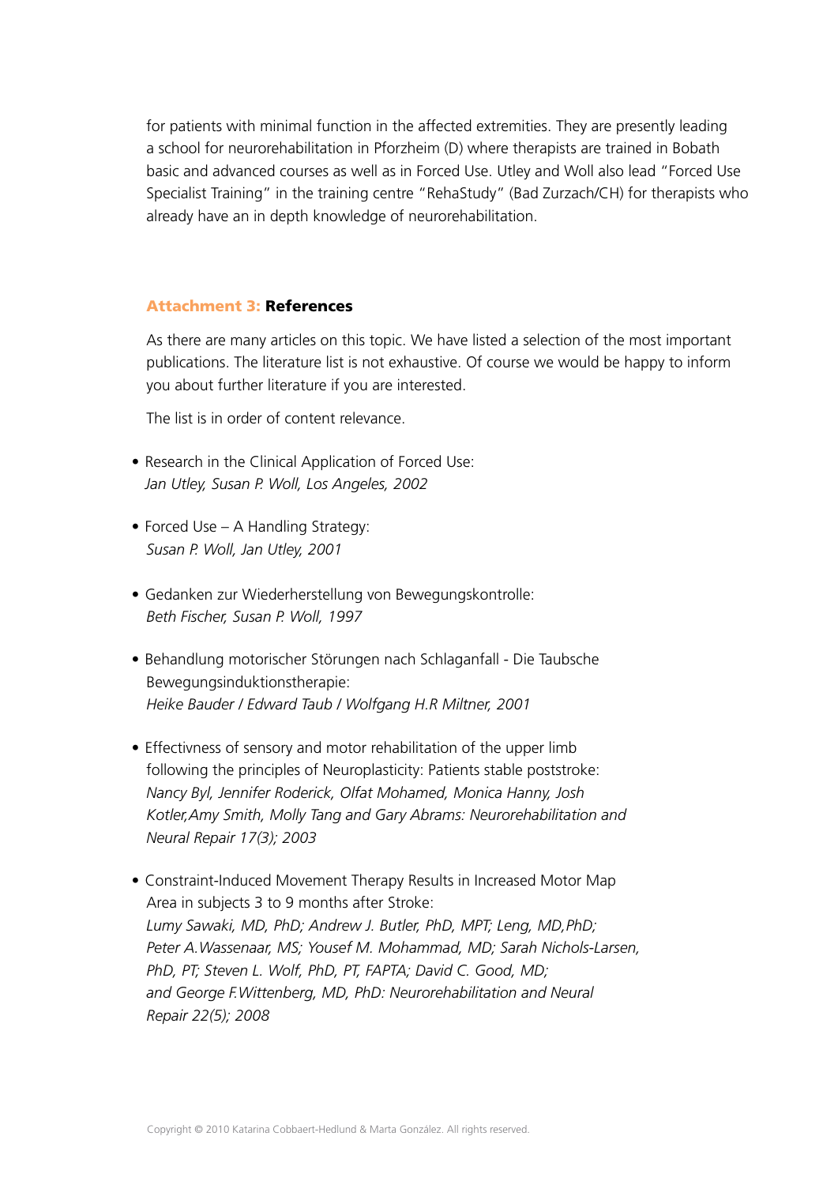for patients with minimal function in the affected extremities. They are presently leading a school for neurorehabilitation in Pforzheim (D) where therapists are trained in Bobath basic and advanced courses as well as in Forced Use. Utley and Woll also lead "Forced Use Specialist Training" in the training centre "RehaStudy" (Bad Zurzach/CH) for therapists who already have an in depth knowledge of neurorehabilitation.

## Attachment 3: References

As there are many articles on this topic. We have listed a selection of the most important publications. The literature list is not exhaustive. Of course we would be happy to inform you about further literature if you are interested.

The list is in order of content relevance.

- Research in the Clinical Application of Forced Use:
  *Jan Utley, Susan P. Woll, Los Angeles, 2002*

- Forced Use – A Handling Strategy:
  *Susan P. Woll, Jan Utley, 2001*

- Gedanken zur Wiederherstellung von Bewegungskontrolle:
  *Beth Fischer, Susan P. Woll, 1997*

- Behandlung motorischer Störungen nach Schlaganfall - Die Taubsche Bewegungsinduktionstherapie:
  *Heike Bauder / Edward Taub / Wolfgang H.R Miltner, 2001*

- Effectivness of sensory and motor rehabilitation of the upper limb following the principles of Neuroplasticity: Patients stable poststroke:
  *Nancy Byl, Jennifer Roderick, Olfat Mohamed, Monica Hanny, Josh Kotler,Amy Smith, Molly Tang and Gary Abrams: Neurorehabilitation and Neural Repair 17(3); 2003*

- Constraint-Induced Movement Therapy Results in Increased Motor Map Area in subjects 3 to 9 months after Stroke:
  *Lumy Sawaki, MD, PhD; Andrew J. Butler, PhD, MPT; Leng, MD,PhD; Peter A.Wassenaar, MS; Yousef M. Mohammad, MD; Sarah Nichols-Larsen, PhD, PT; Steven L. Wolf, PhD, PT, FAPTA; David C. Good, MD; and George F.Wittenberg, MD, PhD: Neurorehabilitation and Neural Repair 22(5); 2008*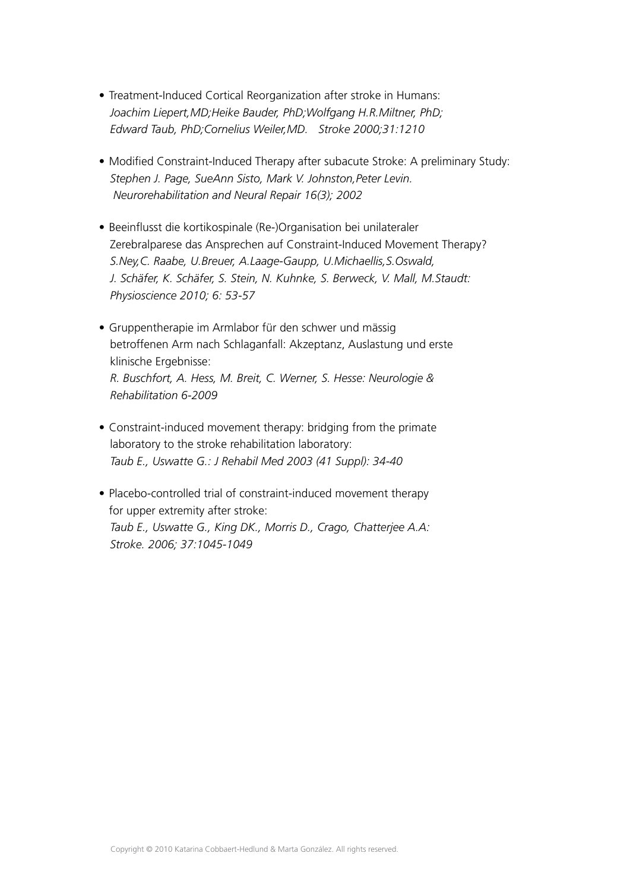- Treatment-Induced Cortical Reorganization after stroke in Humans:
  *Joachim Liepert,MD;Heike Bauder, PhD;Wolfgang H.R.Miltner, PhD; Edward Taub, PhD;Cornelius Weiler,MD. Stroke 2000;31:1210*

- Modified Constraint-Induced Therapy after subacute Stroke: A preliminary Study:
  *Stephen J. Page, SueAnn Sisto, Mark V. Johnston,Peter Levin. Neurorehabilitation and Neural Repair 16(3); 2002*

- Beeinflusst die kortikospinale (Re-)Organisation bei unilateraler Zerebralparese das Ansprechen auf Constraint-Induced Movement Therapy?
  *S.Ney,C. Raabe, U.Breuer, A.Laage-Gaupp, U.Michaellis,S.Oswald, J. Schäfer, K. Schäfer, S. Stein, N. Kuhnke, S. Berweck, V. Mall, M.Staudt: Physioscience 2010; 6: 53-57*

- Gruppentherapie im Armlabor für den schwer und mässig betroffenen Arm nach Schlaganfall: Akzeptanz, Auslastung und erste klinische Ergebnisse:
  *R. Buschfort, A. Hess, M. Breit, C. Werner, S. Hesse: Neurologie & Rehabilitation 6-2009*

- Constraint-induced movement therapy: bridging from the primate laboratory to the stroke rehabilitation laboratory:
  *Taub E., Uswatte G.: J Rehabil Med 2003 (41 Suppl): 34-40*

- Placebo-controlled trial of constraint-induced movement therapy for upper extremity after stroke:
  *Taub E., Uswatte G., King DK., Morris D., Crago, Chatterjee A.A: Stroke. 2006; 37:1045-1049*

Copyright © 2010 Katarina Cobbaert-Hedlund & Marta González. All rights reserved.